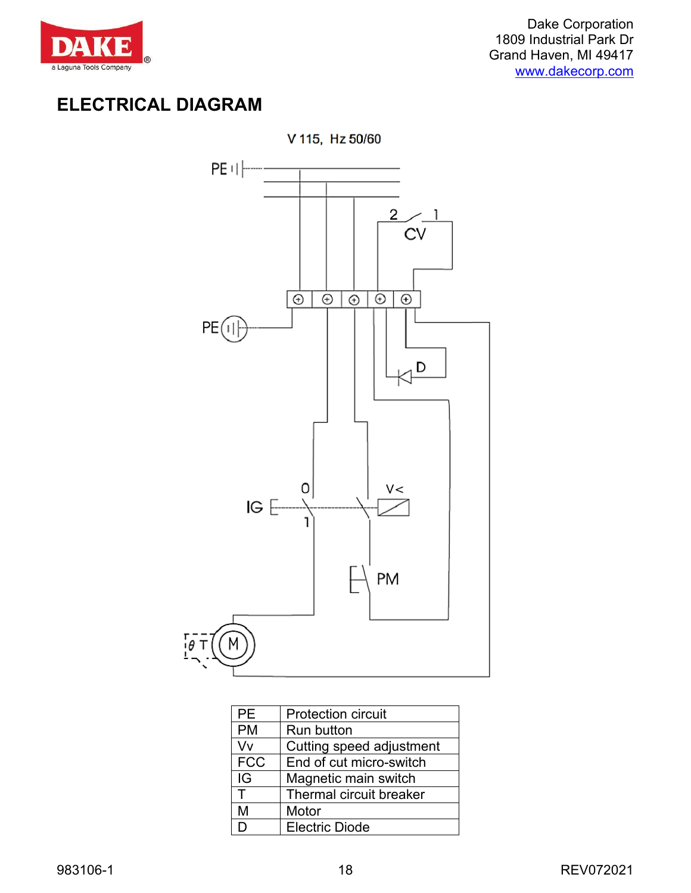Dake Corporation
1809 Industrial Park Dr
Grand Haven, MI 49417
www.dakecorp.com

# ELECTRICAL DIAGRAM

V 115, Hz 50/60

| PE | Protection circuit |
|---|---|
| PM | Run button |
| Vv | Cutting speed adjustment |
| FCC | End of cut micro-switch |
| IG | Magnetic main switch |
| T | Thermal circuit breaker |
| M | Motor |
| D | Electric Diode |

983106-1 REV072021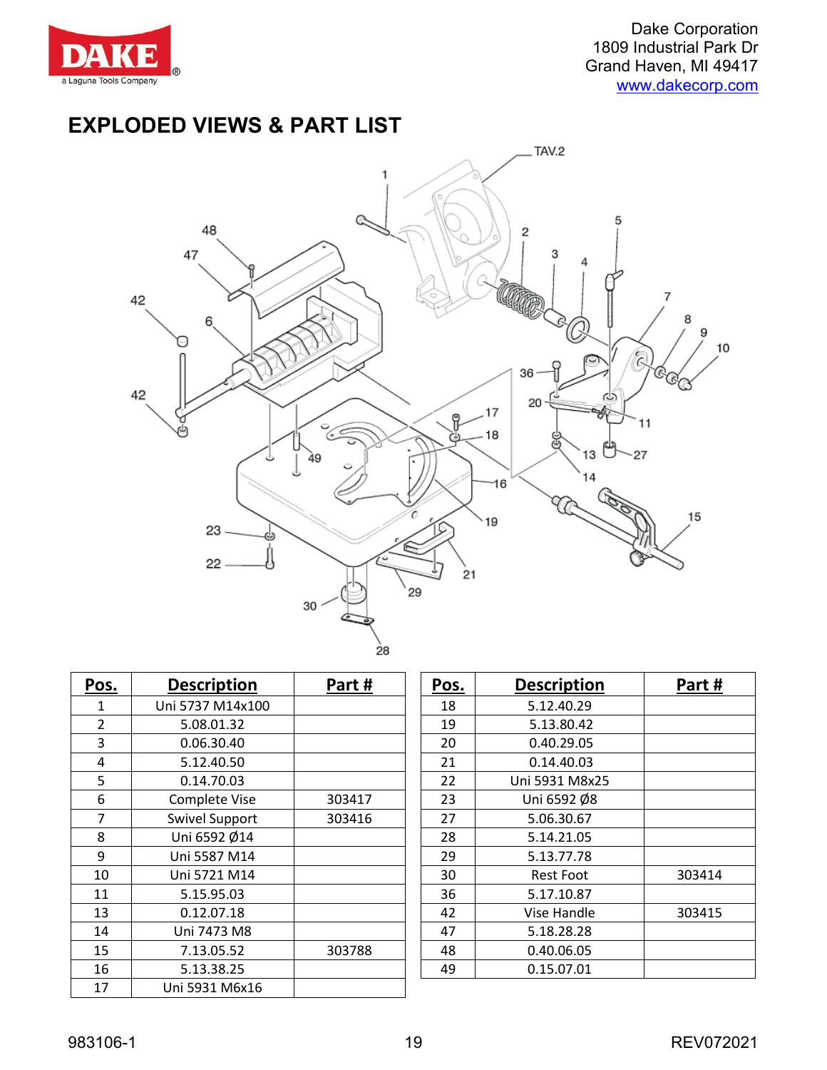Dake Corporation
1809 Industrial Park Dr
Grand Haven, MI 49417
www.dakecorp.com

# EXPLODED VIEWS & PART LIST

| Pos. | Description | Part # |
|---|---|---|
| 1 | Uni 5737 M14x100 | |
| 2 | 5.08.01.32 | |
| 3 | 0.06.30.40 | |
| 4 | 5.12.40.50 | |
| 5 | 0.14.70.03 | |
| 6 | Complete Vise | 303417 |
| 7 | Swivel Support | 303416 |
| 8 | Uni 6592 Ø14 | |
| 9 | Uni 5587 M14 | |
| 10 | Uni 5721 M14 | |
| 11 | 5.15.95.03 | |
| 13 | 0.12.07.18 | |
| 14 | Uni 7473 M8 | |
| 15 | 7.13.05.52 | 303788 |
| 16 | 5.13.38.25 | |
| 17 | Uni 5931 M6x16 | |
| 18 | 5.12.40.29 | |
| 19 | 5.13.80.42 | |
| 20 | 0.40.29.05 | |
| 21 | 0.14.40.03 | |
| 22 | Uni 5931 M8x25 | |
| 23 | Uni 6592 Ø8 | |
| 27 | 5.06.30.67 | |
| 28 | 5.14.21.05 | |
| 29 | 5.13.77.78 | |
| 30 | Rest Foot | 303414 |
| 36 | 5.17.10.87 | |
| 42 | Vise Handle | 303415 |
| 47 | 5.18.28.28 | |
| 48 | 0.40.06.05 | |
| 49 | 0.15.07.01 | |

983106-1 REV072021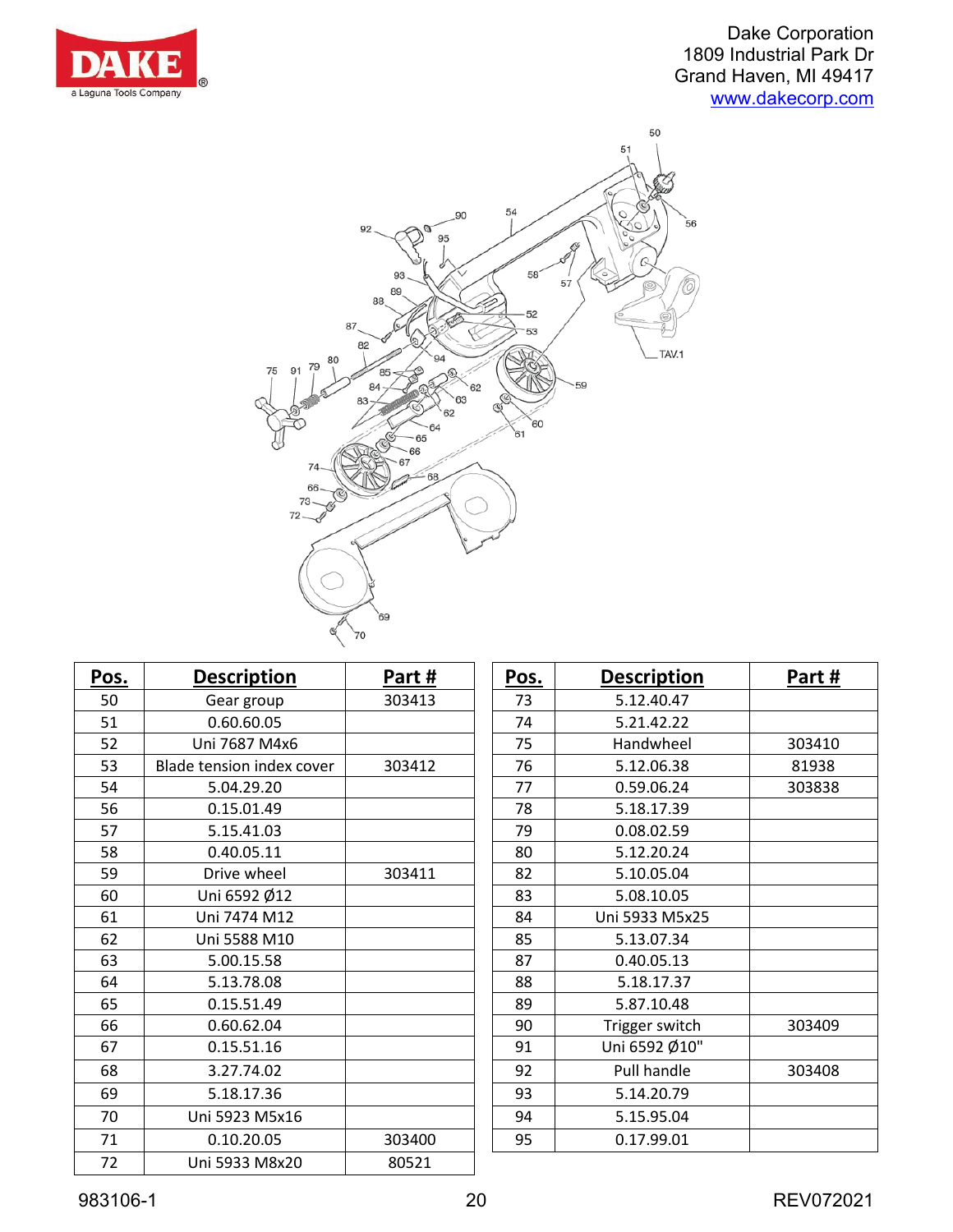Dake Corporation
1809 Industrial Park Dr
Grand Haven, MI 49417
www.dakecorp.com

| Pos. | Description | Part # |
|---|---|---|
| 50 | Gear group | 303413 |
| 51 | 0.60.60.05 | |
| 52 | Uni 7687 M4x6 | |
| 53 | Blade tension index cover | 303412 |
| 54 | 5.04.29.20 | |
| 56 | 0.15.01.49 | |
| 57 | 5.15.41.03 | |
| 58 | 0.40.05.11 | |
| 59 | Drive wheel | 303411 |
| 60 | Uni 6592 Ø12 | |
| 61 | Uni 7474 M12 | |
| 62 | Uni 5588 M10 | |
| 63 | 5.00.15.58 | |
| 64 | 5.13.78.08 | |
| 65 | 0.15.51.49 | |
| 66 | 0.60.62.04 | |
| 67 | 0.15.51.16 | |
| 68 | 3.27.74.02 | |
| 69 | 5.18.17.36 | |
| 70 | Uni 5923 M5x16 | |
| 71 | 0.10.20.05 | 303400 |
| 72 | Uni 5933 M8x20 | 80521 |

| Pos. | Description | Part # |
|---|---|---|
| 73 | 5.12.40.47 | |
| 74 | 5.21.42.22 | |
| 75 | Handwheel | 303410 |
| 76 | 5.12.06.38 | 81938 |
| 77 | 0.59.06.24 | 303838 |
| 78 | 5.18.17.39 | |
| 79 | 0.08.02.59 | |
| 80 | 5.12.20.24 | |
| 82 | 5.10.05.04 | |
| 83 | 5.08.10.05 | |
| 84 | Uni 5933 M5x25 | |
| 85 | 5.13.07.34 | |
| 87 | 0.40.05.13 | |
| 88 | 5.18.17.37 | |
| 89 | 5.87.10.48 | |
| 90 | Trigger switch | 303409 |
| 91 | Uni 6592 Ø10" | |
| 92 | Pull handle | 303408 |
| 93 | 5.14.20.79 | |
| 94 | 5.15.95.04 | |
| 95 | 0.17.99.01 | |

983106-1 REV072021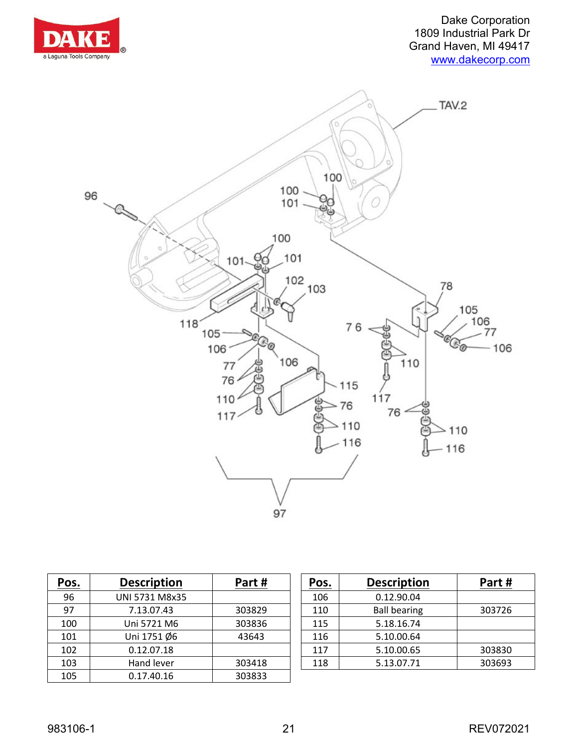| Pos. | Description | Part # |
| --- | --- | --- |
| 96 | UNI 5731 M8x35 | |
| 97 | 7.13.07.43 | 303829 |
| 100 | Uni 5721 M6 | 303836 |
| 101 | Uni 1751 Ø6 | 43643 |
| 102 | 0.12.07.18 | |
| 103 | Hand lever | 303418 |
| 105 | 0.17.40.16 | 303833 |

| Pos. | Description | Part # |
| --- | --- | --- |
| 106 | 0.12.90.04 | |
| 110 | Ball bearing | 303726 |
| 115 | 5.18.16.74 | |
| 116 | 5.10.00.64 | |
| 117 | 5.10.00.65 | 303830 |
| 118 | 5.13.07.71 | 303693 |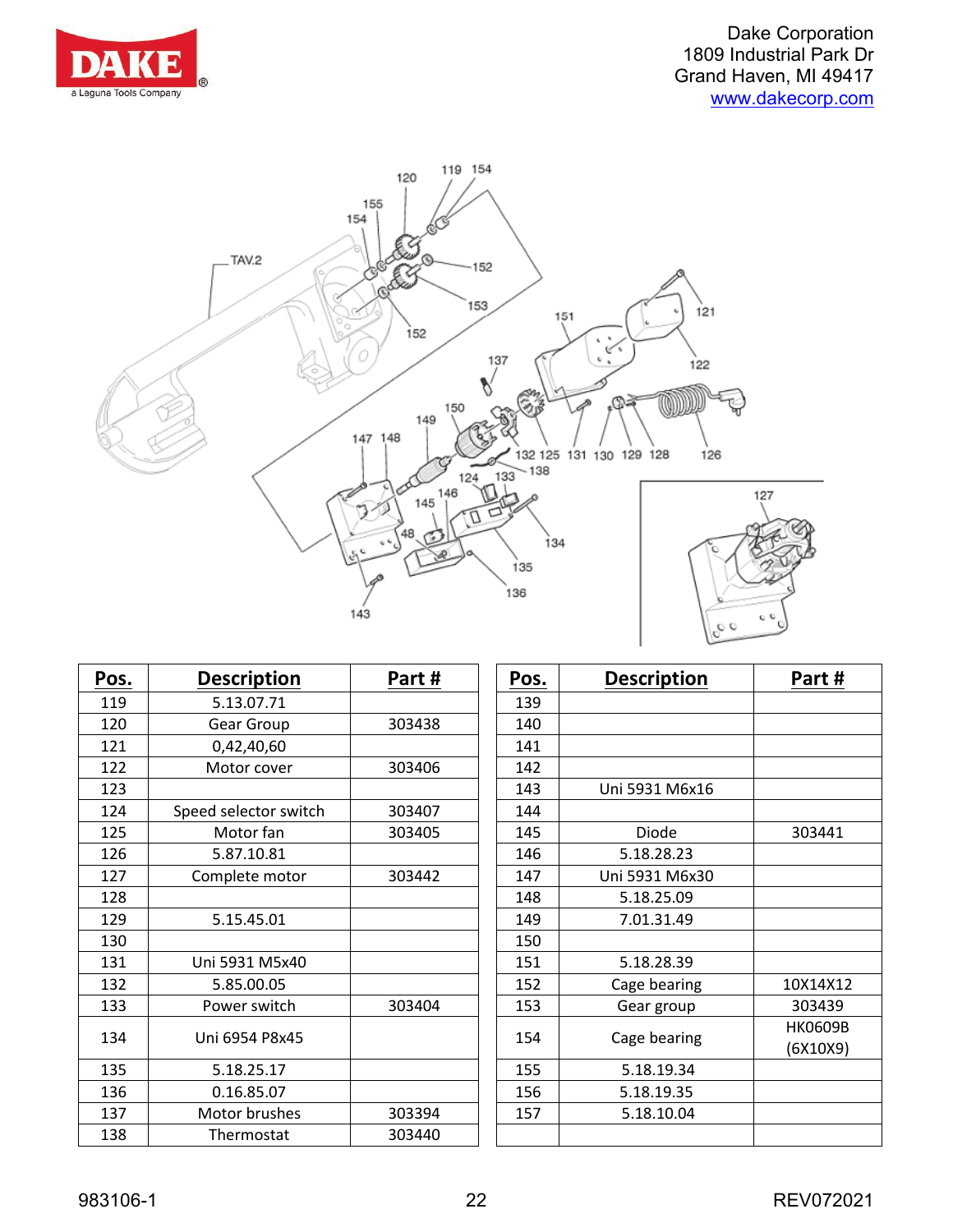Dake Corporation
1809 Industrial Park Dr
Grand Haven, MI 49417
www.dakecorp.com

| Pos. | Description | Part # |
|---|---|---|
| 119 | 5.13.07.71 | |
| 120 | Gear Group | 303438 |
| 121 | 0,42,40,60 | |
| 122 | Motor cover | 303406 |
| 123 | | |
| 124 | Speed selector switch | 303407 |
| 125 | Motor fan | 303405 |
| 126 | 5.87.10.81 | |
| 127 | Complete motor | 303442 |
| 128 | | |
| 129 | 5.15.45.01 | |
| 130 | | |
| 131 | Uni 5931 M5x40 | |
| 132 | 5.85.00.05 | |
| 133 | Power switch | 303404 |
| 134 | Uni 6954 P8x45 | |
| 135 | 5.18.25.17 | |
| 136 | 0.16.85.07 | |
| 137 | Motor brushes | 303394 |
| 138 | Thermostat | 303440 |

| Pos. | Description | Part # |
|---|---|---|
| 139 | | |
| 140 | | |
| 141 | | |
| 142 | | |
| 143 | Uni 5931 M6x16 | |
| 144 | | |
| 145 | Diode | 303441 |
| 146 | 5.18.28.23 | |
| 147 | Uni 5931 M6x30 | |
| 148 | 5.18.25.09 | |
| 149 | 7.01.31.49 | |
| 150 | | |
| 151 | 5.18.28.39 | |
| 152 | Cage bearing | 10X14X12 |
| 153 | Gear group | 303439 |
| 154 | Cage bearing | HK0609B (6X10X9) |
| 155 | 5.18.19.34 | |
| 156 | 5.18.19.35 | |
| 157 | 5.18.10.04 | |

983106-1 REV072021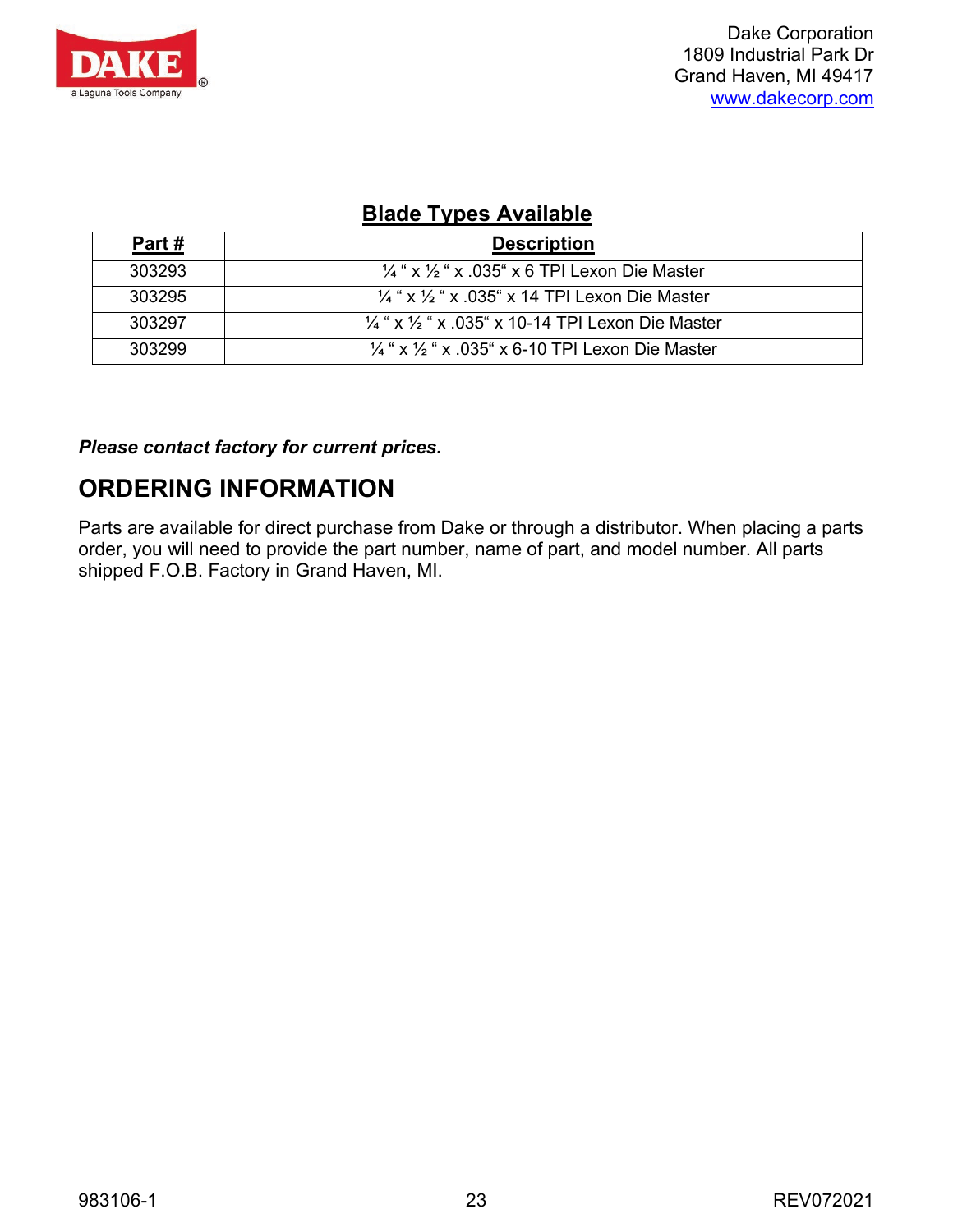Dake Corporation
1809 Industrial Park Dr
Grand Haven, MI 49417
www.dakecorp.com

## Blade Types Available

| Part # | Description |
|---|---|
| 303293 | ¼ " x ½ " x .035" x 6 TPI Lexon Die Master |
| 303295 | ¼ " x ½ " x .035" x 14 TPI Lexon Die Master |
| 303297 | ¼ " x ½ " x .035" x 10-14 TPI Lexon Die Master |
| 303299 | ¼ " x ½ " x .035" x 6-10 TPI Lexon Die Master |

***Please contact factory for current prices.***

## ORDERING INFORMATION

Parts are available for direct purchase from Dake or through a distributor. When placing a parts order, you will need to provide the part number, name of part, and model number. All parts shipped F.O.B. Factory in Grand Haven, MI.